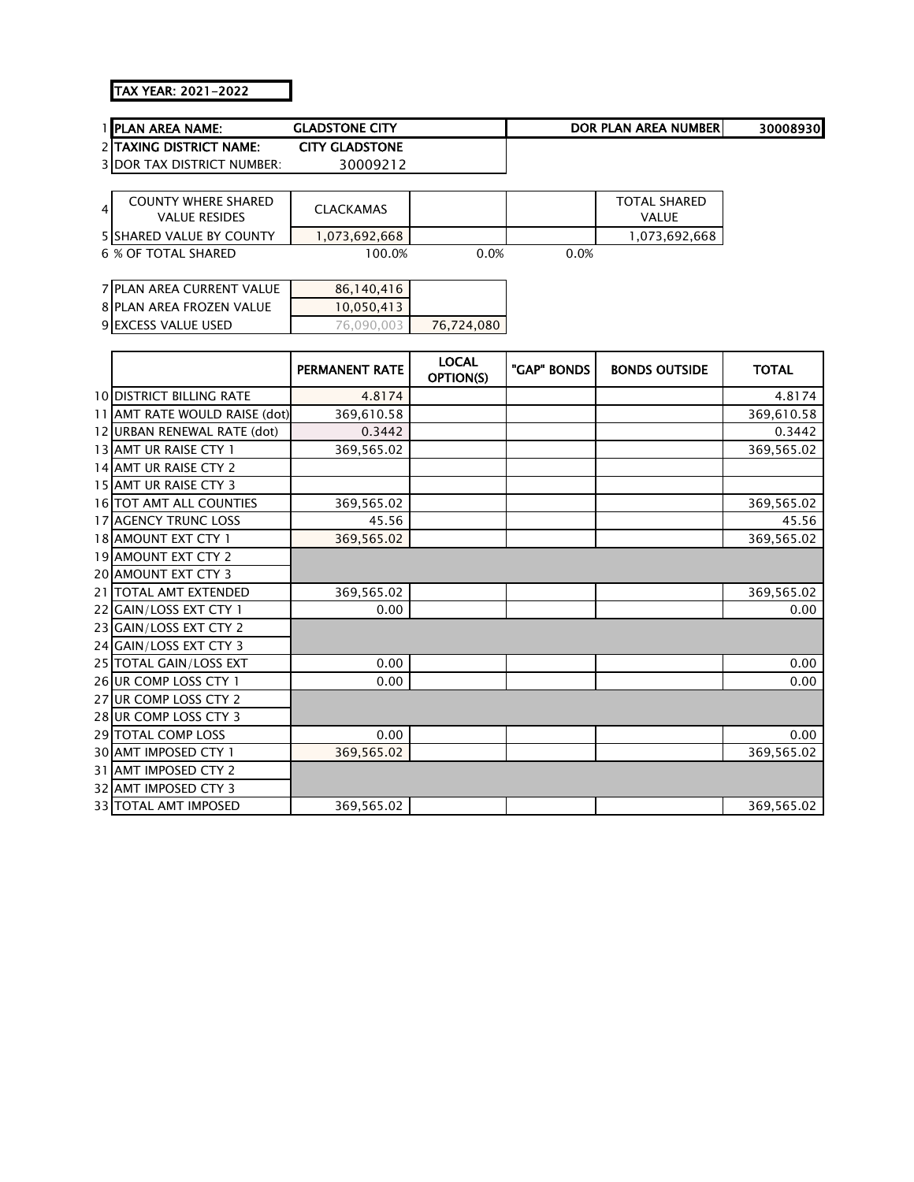TAX YEAR: 2021-2022

| | | | | | |
|---|---|---|---|---|---|
| 1 | PLAN AREA NAME: | GLADSTONE CITY | | DOR PLAN AREA NUMBER | 30008930 |
| 2 | TAXING DISTRICT NAME: | CITY GLADSTONE | | | |
| 3 | DOR TAX DISTRICT NUMBER: | 30009212 | | | |

| | | | | | |
|---|---|---|---|---|---|
| 4 | COUNTY WHERE SHARED VALUE RESIDES | CLACKAMAS | | | TOTAL SHARED VALUE |
| 5 | SHARED VALUE BY COUNTY | 1,073,692,668 | | | 1,073,692,668 |
| 6 | % OF TOTAL SHARED | 100.0% | 0.0% | 0.0% | |

| | | | |
|---|---|---|---|
| 7 | PLAN AREA CURRENT VALUE | 86,140,416 | |
| 8 | PLAN AREA FROZEN VALUE | 10,050,413 | |
| 9 | EXCESS VALUE USED | 76,090,003 | 76,724,080 |

| | | PERMANENT RATE | LOCAL OPTION(S) | "GAP" BONDS | BONDS OUTSIDE | TOTAL |
|---|---|---|---|---|---|---|
| 10 | DISTRICT BILLING RATE | 4.8174 | | | | 4.8174 |
| 11 | AMT RATE WOULD RAISE (dot) | 369,610.58 | | | | 369,610.58 |
| 12 | URBAN RENEWAL RATE (dot) | 0.3442 | | | | 0.3442 |
| 13 | AMT UR RAISE CTY 1 | 369,565.02 | | | | 369,565.02 |
| 14 | AMT UR RAISE CTY 2 | | | | | |
| 15 | AMT UR RAISE CTY 3 | | | | | |
| 16 | TOT AMT ALL COUNTIES | 369,565.02 | | | | 369,565.02 |
| 17 | AGENCY TRUNC LOSS | 45.56 | | | | 45.56 |
| 18 | AMOUNT EXT CTY 1 | 369,565.02 | | | | 369,565.02 |
| 19 | AMOUNT EXT CTY 2 | | | | | |
| 20 | AMOUNT EXT CTY 3 | | | | | |
| 21 | TOTAL AMT EXTENDED | 369,565.02 | | | | 369,565.02 |
| 22 | GAIN/LOSS EXT CTY 1 | 0.00 | | | | 0.00 |
| 23 | GAIN/LOSS EXT CTY 2 | | | | | |
| 24 | GAIN/LOSS EXT CTY 3 | | | | | |
| 25 | TOTAL GAIN/LOSS EXT | 0.00 | | | | 0.00 |
| 26 | UR COMP LOSS CTY 1 | 0.00 | | | | 0.00 |
| 27 | UR COMP LOSS CTY 2 | | | | | |
| 28 | UR COMP LOSS CTY 3 | | | | | |
| 29 | TOTAL COMP LOSS | 0.00 | | | | 0.00 |
| 30 | AMT IMPOSED CTY 1 | 369,565.02 | | | | 369,565.02 |
| 31 | AMT IMPOSED CTY 2 | | | | | |
| 32 | AMT IMPOSED CTY 3 | | | | | |
| 33 | TOTAL AMT IMPOSED | 369,565.02 | | | | 369,565.02 |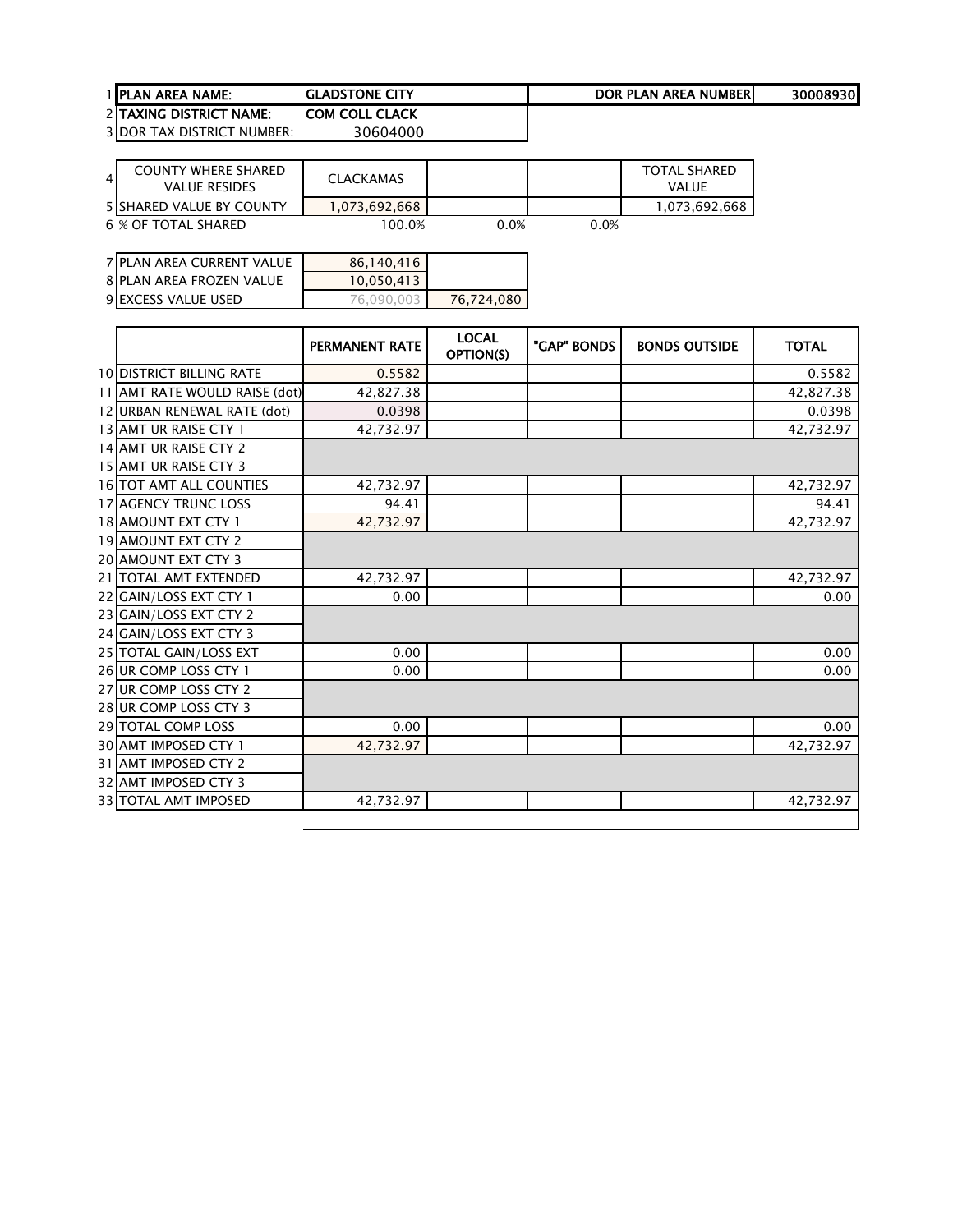| | | | | |
|---|---|---|---|---|
| 1 | PLAN AREA NAME: | GLADSTONE CITY | DOR PLAN AREA NUMBER | 30008930 |
| 2 | TAXING DISTRICT NAME: | COM COLL CLACK | | |
| 3 | DOR TAX DISTRICT NUMBER: | 30604000 | | |

| 4 | COUNTY WHERE SHARED VALUE RESIDES | CLACKAMAS | | | TOTAL SHARED VALUE |
|---|---|---|---|---|---|
| 5 | SHARED VALUE BY COUNTY | 1,073,692,668 | | | 1,073,692,668 |
| 6 | % OF TOTAL SHARED | 100.0% | 0.0% | 0.0% | |

| | | | |
|---|---|---|---|
| 7 | PLAN AREA CURRENT VALUE | 86,140,416 | |
| 8 | PLAN AREA FROZEN VALUE | 10,050,413 | |
| 9 | EXCESS VALUE USED | 76,090,003 | 76,724,080 |

| | | PERMANENT RATE | LOCAL OPTION(S) | "GAP" BONDS | BONDS OUTSIDE | TOTAL |
|---|---|---|---|---|---|---|
| 10 | DISTRICT BILLING RATE | 0.5582 | | | | 0.5582 |
| 11 | AMT RATE WOULD RAISE (dot) | 42,827.38 | | | | 42,827.38 |
| 12 | URBAN RENEWAL RATE (dot) | 0.0398 | | | | 0.0398 |
| 13 | AMT UR RAISE CTY 1 | 42,732.97 | | | | 42,732.97 |
| 14 | AMT UR RAISE CTY 2 | | | | | |
| 15 | AMT UR RAISE CTY 3 | | | | | |
| 16 | TOT AMT ALL COUNTIES | 42,732.97 | | | | 42,732.97 |
| 17 | AGENCY TRUNC LOSS | 94.41 | | | | 94.41 |
| 18 | AMOUNT EXT CTY 1 | 42,732.97 | | | | 42,732.97 |
| 19 | AMOUNT EXT CTY 2 | | | | | |
| 20 | AMOUNT EXT CTY 3 | | | | | |
| 21 | TOTAL AMT EXTENDED | 42,732.97 | | | | 42,732.97 |
| 22 | GAIN/LOSS EXT CTY 1 | 0.00 | | | | 0.00 |
| 23 | GAIN/LOSS EXT CTY 2 | | | | | |
| 24 | GAIN/LOSS EXT CTY 3 | | | | | |
| 25 | TOTAL GAIN/LOSS EXT | 0.00 | | | | 0.00 |
| 26 | UR COMP LOSS CTY 1 | 0.00 | | | | 0.00 |
| 27 | UR COMP LOSS CTY 2 | | | | | |
| 28 | UR COMP LOSS CTY 3 | | | | | |
| 29 | TOTAL COMP LOSS | 0.00 | | | | 0.00 |
| 30 | AMT IMPOSED CTY 1 | 42,732.97 | | | | 42,732.97 |
| 31 | AMT IMPOSED CTY 2 | | | | | |
| 32 | AMT IMPOSED CTY 3 | | | | | |
| 33 | TOTAL AMT IMPOSED | 42,732.97 | | | | 42,732.97 |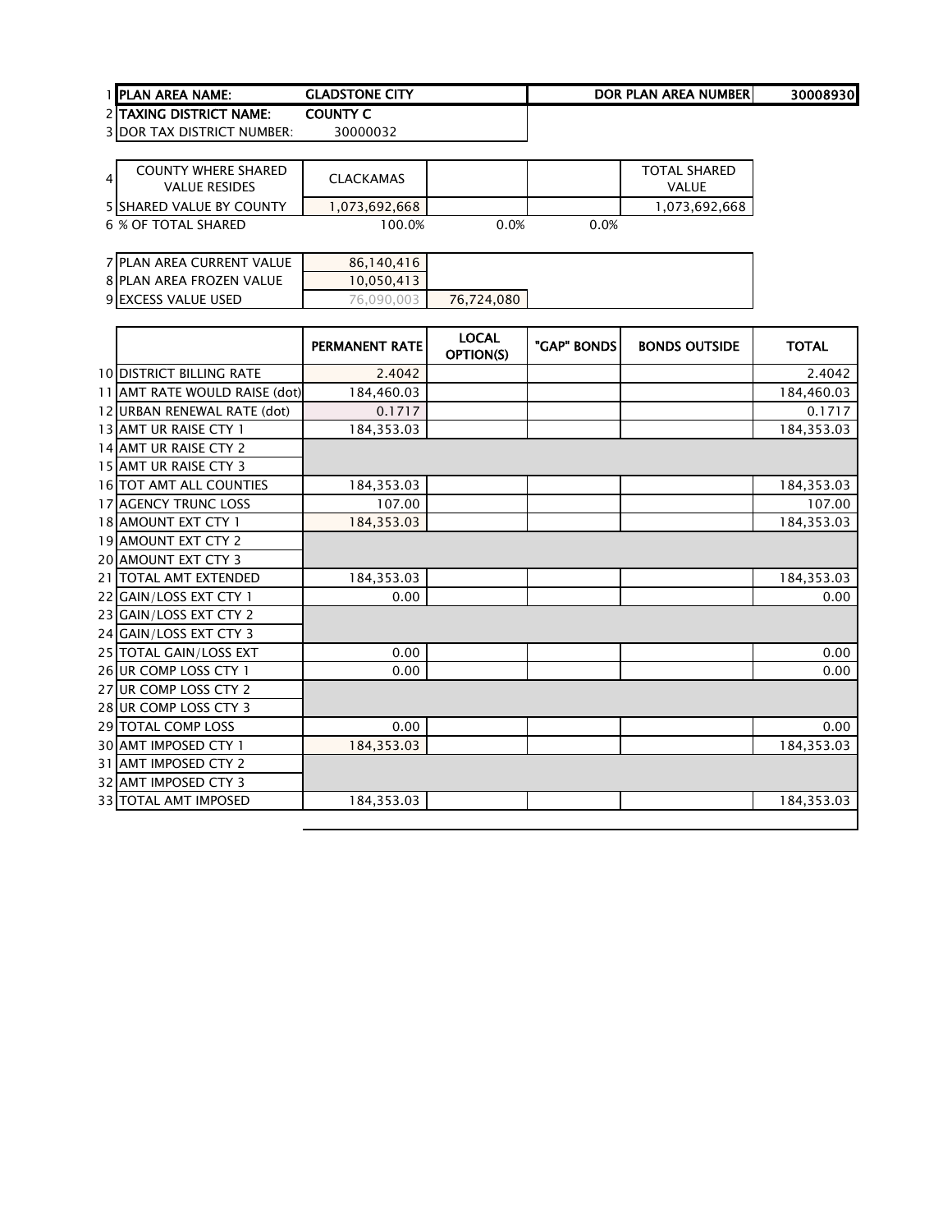| | | | | | |
|---|---|---|---|---|---|
| 1 | **PLAN AREA NAME:** | **GLADSTONE CITY** | | **DOR PLAN AREA NUMBER** | **30008930** |
| 2 | **TAXING DISTRICT NAME:** | **COUNTY C** | | | |
| 3 | DOR TAX DISTRICT NUMBER: | 30000032 | | | |

| | | | | | |
|---|---|---|---|---|---|
| 4 | COUNTY WHERE SHARED VALUE RESIDES | CLACKAMAS | | | TOTAL SHARED VALUE |
| 5 | SHARED VALUE BY COUNTY | 1,073,692,668 | | | 1,073,692,668 |
| 6 | % OF TOTAL SHARED | 100.0% | 0.0% | 0.0% | |

| | | | |
|---|---|---|---|
| 7 | PLAN AREA CURRENT VALUE | 86,140,416 | |
| 8 | PLAN AREA FROZEN VALUE | 10,050,413 | |
| 9 | EXCESS VALUE USED | 76,090,003 | 76,724,080 |

| | | PERMANENT RATE | LOCAL OPTION(S) | "GAP" BONDS | BONDS OUTSIDE | TOTAL |
|---|---|---|---|---|---|---|
| 10 | DISTRICT BILLING RATE | 2.4042 | | | | 2.4042 |
| 11 | AMT RATE WOULD RAISE (dot) | 184,460.03 | | | | 184,460.03 |
| 12 | URBAN RENEWAL RATE (dot) | 0.1717 | | | | 0.1717 |
| 13 | AMT UR RAISE CTY 1 | 184,353.03 | | | | 184,353.03 |
| 14 | AMT UR RAISE CTY 2 | | | | | |
| 15 | AMT UR RAISE CTY 3 | | | | | |
| 16 | TOT AMT ALL COUNTIES | 184,353.03 | | | | 184,353.03 |
| 17 | AGENCY TRUNC LOSS | 107.00 | | | | 107.00 |
| 18 | AMOUNT EXT CTY 1 | 184,353.03 | | | | 184,353.03 |
| 19 | AMOUNT EXT CTY 2 | | | | | |
| 20 | AMOUNT EXT CTY 3 | | | | | |
| 21 | TOTAL AMT EXTENDED | 184,353.03 | | | | 184,353.03 |
| 22 | GAIN/LOSS EXT CTY 1 | 0.00 | | | | 0.00 |
| 23 | GAIN/LOSS EXT CTY 2 | | | | | |
| 24 | GAIN/LOSS EXT CTY 3 | | | | | |
| 25 | TOTAL GAIN/LOSS EXT | 0.00 | | | | 0.00 |
| 26 | UR COMP LOSS CTY 1 | 0.00 | | | | 0.00 |
| 27 | UR COMP LOSS CTY 2 | | | | | |
| 28 | UR COMP LOSS CTY 3 | | | | | |
| 29 | TOTAL COMP LOSS | 0.00 | | | | 0.00 |
| 30 | AMT IMPOSED CTY 1 | 184,353.03 | | | | 184,353.03 |
| 31 | AMT IMPOSED CTY 2 | | | | | |
| 32 | AMT IMPOSED CTY 3 | | | | | |
| 33 | TOTAL AMT IMPOSED | 184,353.03 | | | | 184,353.03 |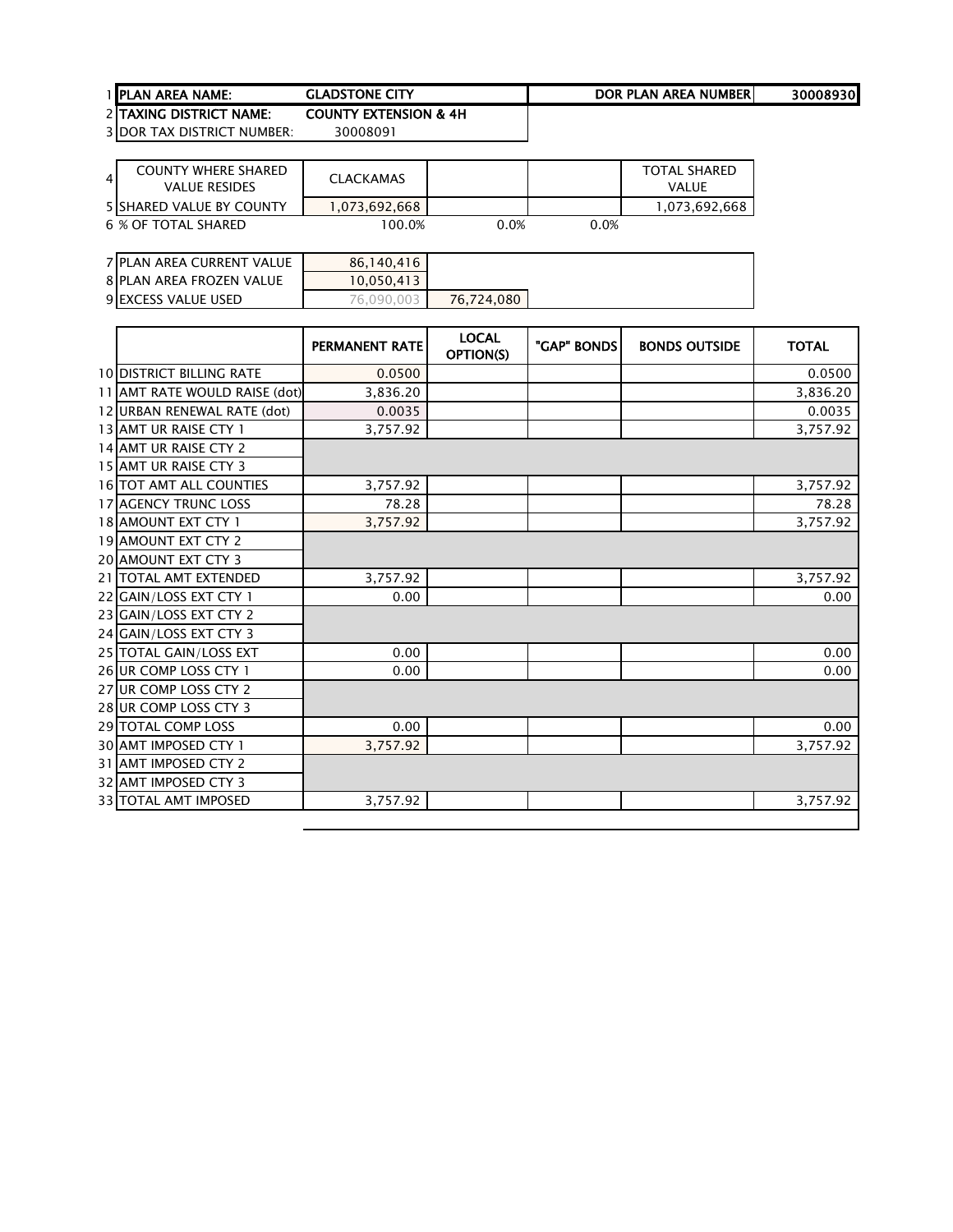| | | | | | |
|---|---|---|---|---|---|
| 1 | **PLAN AREA NAME:** | **GLADSTONE CITY** | | **DOR PLAN AREA NUMBER** | **30008930** |
| 2 | **TAXING DISTRICT NAME:** | **COUNTY EXTENSION & 4H** | | | |
| 3 | DOR TAX DISTRICT NUMBER: | 30008091 | | | |

| | | | | | |
|---|---|---|---|---|---|
| 4 | COUNTY WHERE SHARED VALUE RESIDES | CLACKAMAS | | | TOTAL SHARED VALUE |
| 5 | SHARED VALUE BY COUNTY | 1,073,692,668 | | | 1,073,692,668 |
| 6 | % OF TOTAL SHARED | 100.0% | 0.0% | 0.0% | |

| | | | |
|---|---|---|---|
| 7 | PLAN AREA CURRENT VALUE | 86,140,416 | |
| 8 | PLAN AREA FROZEN VALUE | 10,050,413 | |
| 9 | EXCESS VALUE USED | 76,090,003 | 76,724,080 |

| | | PERMANENT RATE | LOCAL OPTION(S) | "GAP" BONDS | BONDS OUTSIDE | TOTAL |
|---|---|---|---|---|---|---|
| 10 | DISTRICT BILLING RATE | 0.0500 | | | | 0.0500 |
| 11 | AMT RATE WOULD RAISE (dot) | 3,836.20 | | | | 3,836.20 |
| 12 | URBAN RENEWAL RATE (dot) | 0.0035 | | | | 0.0035 |
| 13 | AMT UR RAISE CTY 1 | 3,757.92 | | | | 3,757.92 |
| 14 | AMT UR RAISE CTY 2 | | | | | |
| 15 | AMT UR RAISE CTY 3 | | | | | |
| 16 | TOT AMT ALL COUNTIES | 3,757.92 | | | | 3,757.92 |
| 17 | AGENCY TRUNC LOSS | 78.28 | | | | 78.28 |
| 18 | AMOUNT EXT CTY 1 | 3,757.92 | | | | 3,757.92 |
| 19 | AMOUNT EXT CTY 2 | | | | | |
| 20 | AMOUNT EXT CTY 3 | | | | | |
| 21 | TOTAL AMT EXTENDED | 3,757.92 | | | | 3,757.92 |
| 22 | GAIN/LOSS EXT CTY 1 | 0.00 | | | | 0.00 |
| 23 | GAIN/LOSS EXT CTY 2 | | | | | |
| 24 | GAIN/LOSS EXT CTY 3 | | | | | |
| 25 | TOTAL GAIN/LOSS EXT | 0.00 | | | | 0.00 |
| 26 | UR COMP LOSS CTY 1 | 0.00 | | | | 0.00 |
| 27 | UR COMP LOSS CTY 2 | | | | | |
| 28 | UR COMP LOSS CTY 3 | | | | | |
| 29 | TOTAL COMP LOSS | 0.00 | | | | 0.00 |
| 30 | AMT IMPOSED CTY 1 | 3,757.92 | | | | 3,757.92 |
| 31 | AMT IMPOSED CTY 2 | | | | | |
| 32 | AMT IMPOSED CTY 3 | | | | | |
| 33 | TOTAL AMT IMPOSED | 3,757.92 | | | | 3,757.92 |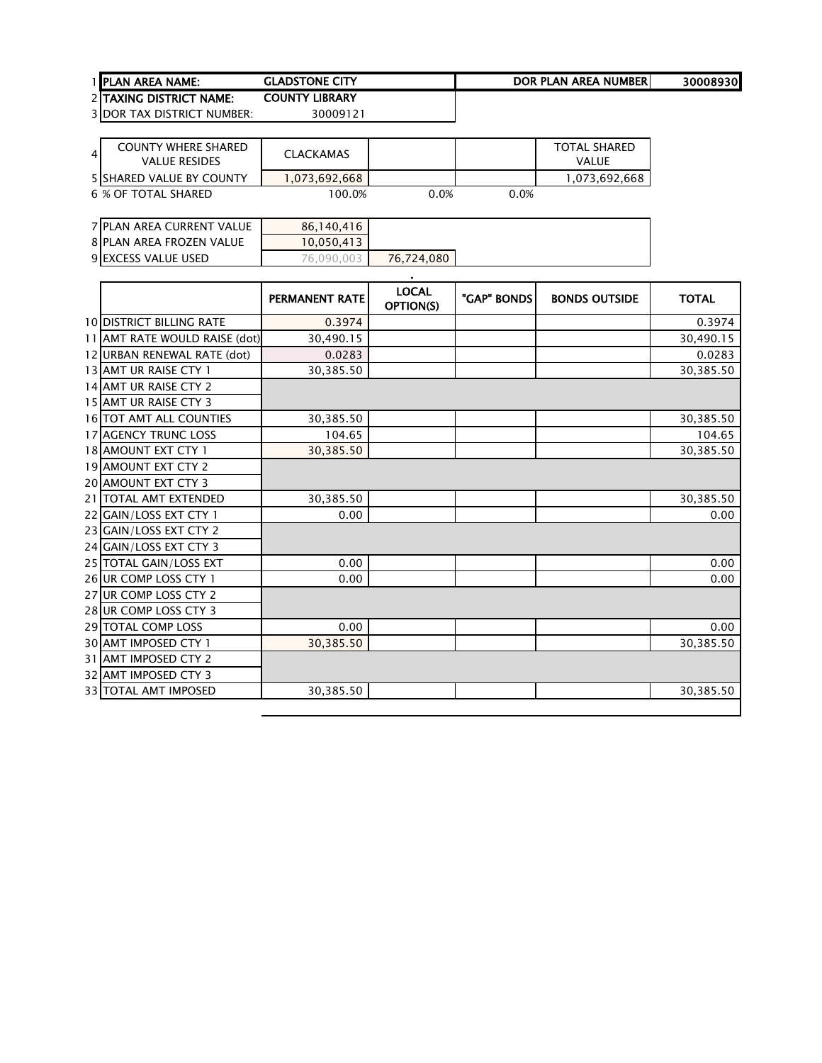| 1 | PLAN AREA NAME: | GLADSTONE CITY | | | DOR PLAN AREA NUMBER | 30008930 |
|---|---|---|---|---|---|---|
| 2 | TAXING DISTRICT NAME: | COUNTY LIBRARY | | | | |
| 3 | DOR TAX DISTRICT NUMBER: | 30009121 | | | | |

| 4 | COUNTY WHERE SHARED VALUE RESIDES | CLACKAMAS | | | TOTAL SHARED VALUE |
|---|---|---|---|---|---|
| 5 | SHARED VALUE BY COUNTY | 1,073,692,668 | | | 1,073,692,668 |
| 6 | % OF TOTAL SHARED | 100.0% | 0.0% | 0.0% | |

| 7 | PLAN AREA CURRENT VALUE | 86,140,416 | |
|---|---|---|---|
| 8 | PLAN AREA FROZEN VALUE | 10,050,413 | |
| 9 | EXCESS VALUE USED | 76,090,003 | 76,724,080 |

| | | PERMANENT RATE | LOCAL OPTION(S) | "GAP" BONDS | BONDS OUTSIDE | TOTAL |
|---|---|---|---|---|---|---|
| 10 | DISTRICT BILLING RATE | 0.3974 | | | | 0.3974 |
| 11 | AMT RATE WOULD RAISE (dot) | 30,490.15 | | | | 30,490.15 |
| 12 | URBAN RENEWAL RATE (dot) | 0.0283 | | | | 0.0283 |
| 13 | AMT UR RAISE CTY 1 | 30,385.50 | | | | 30,385.50 |
| 14 | AMT UR RAISE CTY 2 | | | | | |
| 15 | AMT UR RAISE CTY 3 | | | | | |
| 16 | TOT AMT ALL COUNTIES | 30,385.50 | | | | 30,385.50 |
| 17 | AGENCY TRUNC LOSS | 104.65 | | | | 104.65 |
| 18 | AMOUNT EXT CTY 1 | 30,385.50 | | | | 30,385.50 |
| 19 | AMOUNT EXT CTY 2 | | | | | |
| 20 | AMOUNT EXT CTY 3 | | | | | |
| 21 | TOTAL AMT EXTENDED | 30,385.50 | | | | 30,385.50 |
| 22 | GAIN/LOSS EXT CTY 1 | 0.00 | | | | 0.00 |
| 23 | GAIN/LOSS EXT CTY 2 | | | | | |
| 24 | GAIN/LOSS EXT CTY 3 | | | | | |
| 25 | TOTAL GAIN/LOSS EXT | 0.00 | | | | 0.00 |
| 26 | UR COMP LOSS CTY 1 | 0.00 | | | | 0.00 |
| 27 | UR COMP LOSS CTY 2 | | | | | |
| 28 | UR COMP LOSS CTY 3 | | | | | |
| 29 | TOTAL COMP LOSS | 0.00 | | | | 0.00 |
| 30 | AMT IMPOSED CTY 1 | 30,385.50 | | | | 30,385.50 |
| 31 | AMT IMPOSED CTY 2 | | | | | |
| 32 | AMT IMPOSED CTY 3 | | | | | |
| 33 | TOTAL AMT IMPOSED | 30,385.50 | | | | 30,385.50 |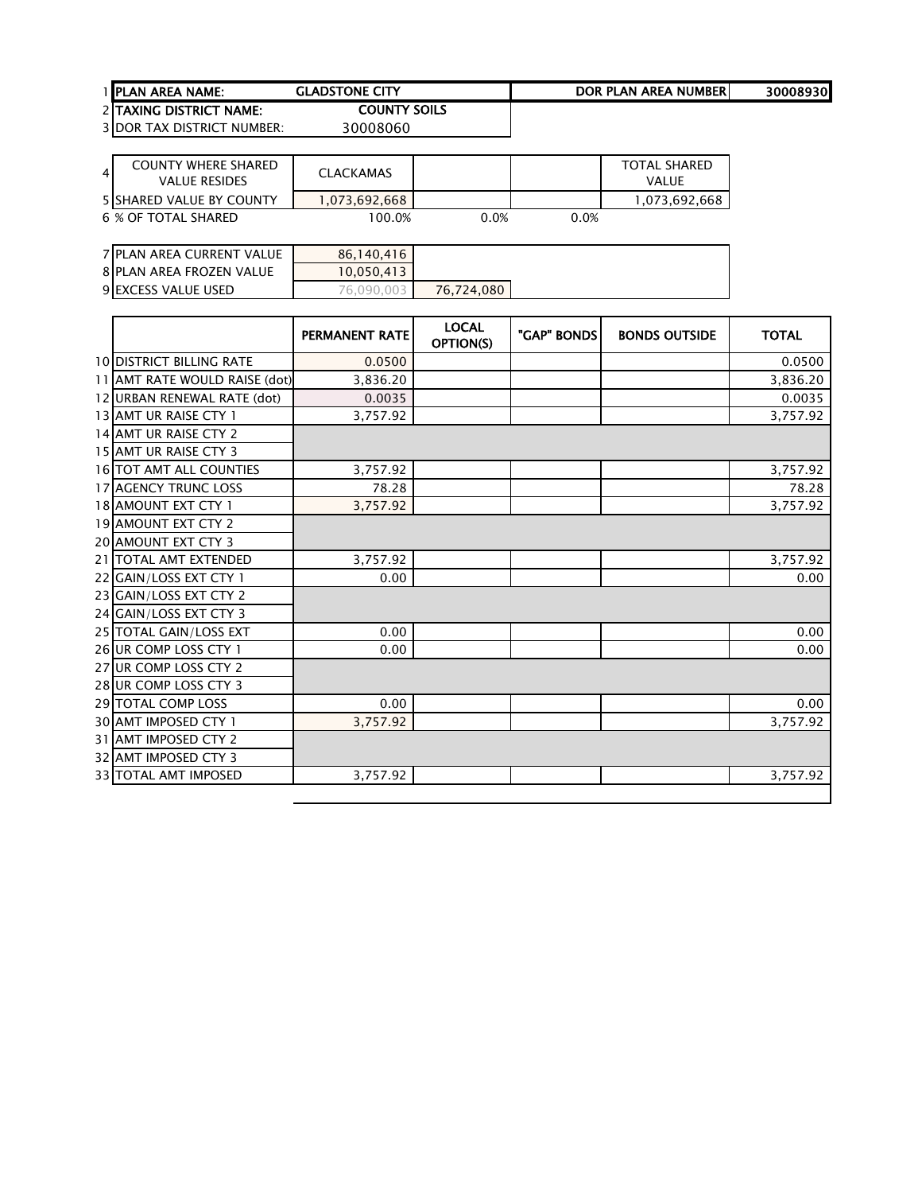| | | | | |
|---|---|---|---|---|
| 1 | PLAN AREA NAME: | GLADSTONE CITY | DOR PLAN AREA NUMBER | 30008930 |
| 2 | TAXING DISTRICT NAME: | COUNTY SOILS | | |
| 3 | DOR TAX DISTRICT NUMBER: | 30008060 | | |

| | | | | | |
|---|---|---|---|---|---|
| 4 | COUNTY WHERE SHARED VALUE RESIDES | CLACKAMAS | | | TOTAL SHARED VALUE |
| 5 | SHARED VALUE BY COUNTY | 1,073,692,668 | | | 1,073,692,668 |
| 6 | % OF TOTAL SHARED | 100.0% | 0.0% | 0.0% | |

| | | | |
|---|---|---|---|
| 7 | PLAN AREA CURRENT VALUE | 86,140,416 | |
| 8 | PLAN AREA FROZEN VALUE | 10,050,413 | |
| 9 | EXCESS VALUE USED | 76,090,003 | 76,724,080 |

| | | PERMANENT RATE | LOCAL OPTION(S) | "GAP" BONDS | BONDS OUTSIDE | TOTAL |
|---|---|---|---|---|---|---|
| 10 | DISTRICT BILLING RATE | 0.0500 | | | | 0.0500 |
| 11 | AMT RATE WOULD RAISE (dot) | 3,836.20 | | | | 3,836.20 |
| 12 | URBAN RENEWAL RATE (dot) | 0.0035 | | | | 0.0035 |
| 13 | AMT UR RAISE CTY 1 | 3,757.92 | | | | 3,757.92 |
| 14 | AMT UR RAISE CTY 2 | | | | | |
| 15 | AMT UR RAISE CTY 3 | | | | | |
| 16 | TOT AMT ALL COUNTIES | 3,757.92 | | | | 3,757.92 |
| 17 | AGENCY TRUNC LOSS | 78.28 | | | | 78.28 |
| 18 | AMOUNT EXT CTY 1 | 3,757.92 | | | | 3,757.92 |
| 19 | AMOUNT EXT CTY 2 | | | | | |
| 20 | AMOUNT EXT CTY 3 | | | | | |
| 21 | TOTAL AMT EXTENDED | 3,757.92 | | | | 3,757.92 |
| 22 | GAIN/LOSS EXT CTY 1 | 0.00 | | | | 0.00 |
| 23 | GAIN/LOSS EXT CTY 2 | | | | | |
| 24 | GAIN/LOSS EXT CTY 3 | | | | | |
| 25 | TOTAL GAIN/LOSS EXT | 0.00 | | | | 0.00 |
| 26 | UR COMP LOSS CTY 1 | 0.00 | | | | 0.00 |
| 27 | UR COMP LOSS CTY 2 | | | | | |
| 28 | UR COMP LOSS CTY 3 | | | | | |
| 29 | TOTAL COMP LOSS | 0.00 | | | | 0.00 |
| 30 | AMT IMPOSED CTY 1 | 3,757.92 | | | | 3,757.92 |
| 31 | AMT IMPOSED CTY 2 | | | | | |
| 32 | AMT IMPOSED CTY 3 | | | | | |
| 33 | TOTAL AMT IMPOSED | 3,757.92 | | | | 3,757.92 |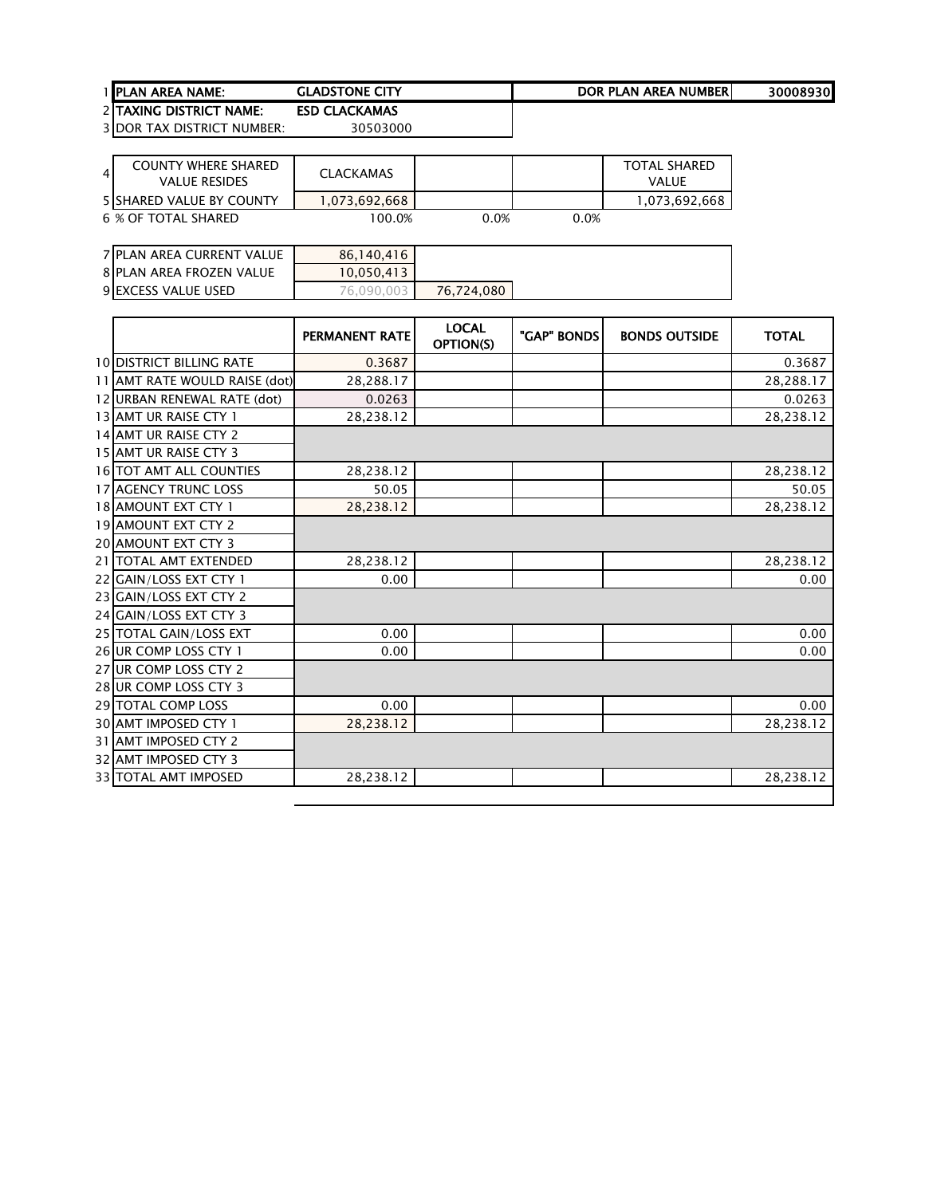| | | | | | |
|---|---|---|---|---|---|
| 1 | **PLAN AREA NAME:** | **GLADSTONE CITY** | | **DOR PLAN AREA NUMBER** | **30008930** |
| 2 | **TAXING DISTRICT NAME:** | **ESD CLACKAMAS** | | | |
| 3 | DOR TAX DISTRICT NUMBER: | 30503000 | | | |

| | | | | | |
|---|---|---|---|---|---|
| 4 | COUNTY WHERE SHARED VALUE RESIDES | CLACKAMAS | | | TOTAL SHARED VALUE |
| 5 | SHARED VALUE BY COUNTY | 1,073,692,668 | | | 1,073,692,668 |
| 6 | % OF TOTAL SHARED | 100.0% | 0.0% | 0.0% | |

| | | | |
|---|---|---|---|
| 7 | PLAN AREA CURRENT VALUE | 86,140,416 | |
| 8 | PLAN AREA FROZEN VALUE | 10,050,413 | |
| 9 | EXCESS VALUE USED | 76,090,003 | 76,724,080 |

| | | PERMANENT RATE | LOCAL OPTION(S) | "GAP" BONDS | BONDS OUTSIDE | TOTAL |
|---|---|---|---|---|---|---|
| 10 | DISTRICT BILLING RATE | 0.3687 | | | | 0.3687 |
| 11 | AMT RATE WOULD RAISE (dot) | 28,288.17 | | | | 28,288.17 |
| 12 | URBAN RENEWAL RATE (dot) | 0.0263 | | | | 0.0263 |
| 13 | AMT UR RAISE CTY 1 | 28,238.12 | | | | 28,238.12 |
| 14 | AMT UR RAISE CTY 2 | | | | | |
| 15 | AMT UR RAISE CTY 3 | | | | | |
| 16 | TOT AMT ALL COUNTIES | 28,238.12 | | | | 28,238.12 |
| 17 | AGENCY TRUNC LOSS | 50.05 | | | | 50.05 |
| 18 | AMOUNT EXT CTY 1 | 28,238.12 | | | | 28,238.12 |
| 19 | AMOUNT EXT CTY 2 | | | | | |
| 20 | AMOUNT EXT CTY 3 | | | | | |
| 21 | TOTAL AMT EXTENDED | 28,238.12 | | | | 28,238.12 |
| 22 | GAIN/LOSS EXT CTY 1 | 0.00 | | | | 0.00 |
| 23 | GAIN/LOSS EXT CTY 2 | | | | | |
| 24 | GAIN/LOSS EXT CTY 3 | | | | | |
| 25 | TOTAL GAIN/LOSS EXT | 0.00 | | | | 0.00 |
| 26 | UR COMP LOSS CTY 1 | 0.00 | | | | 0.00 |
| 27 | UR COMP LOSS CTY 2 | | | | | |
| 28 | UR COMP LOSS CTY 3 | | | | | |
| 29 | TOTAL COMP LOSS | 0.00 | | | | 0.00 |
| 30 | AMT IMPOSED CTY 1 | 28,238.12 | | | | 28,238.12 |
| 31 | AMT IMPOSED CTY 2 | | | | | |
| 32 | AMT IMPOSED CTY 3 | | | | | |
| 33 | TOTAL AMT IMPOSED | 28,238.12 | | | | 28,238.12 |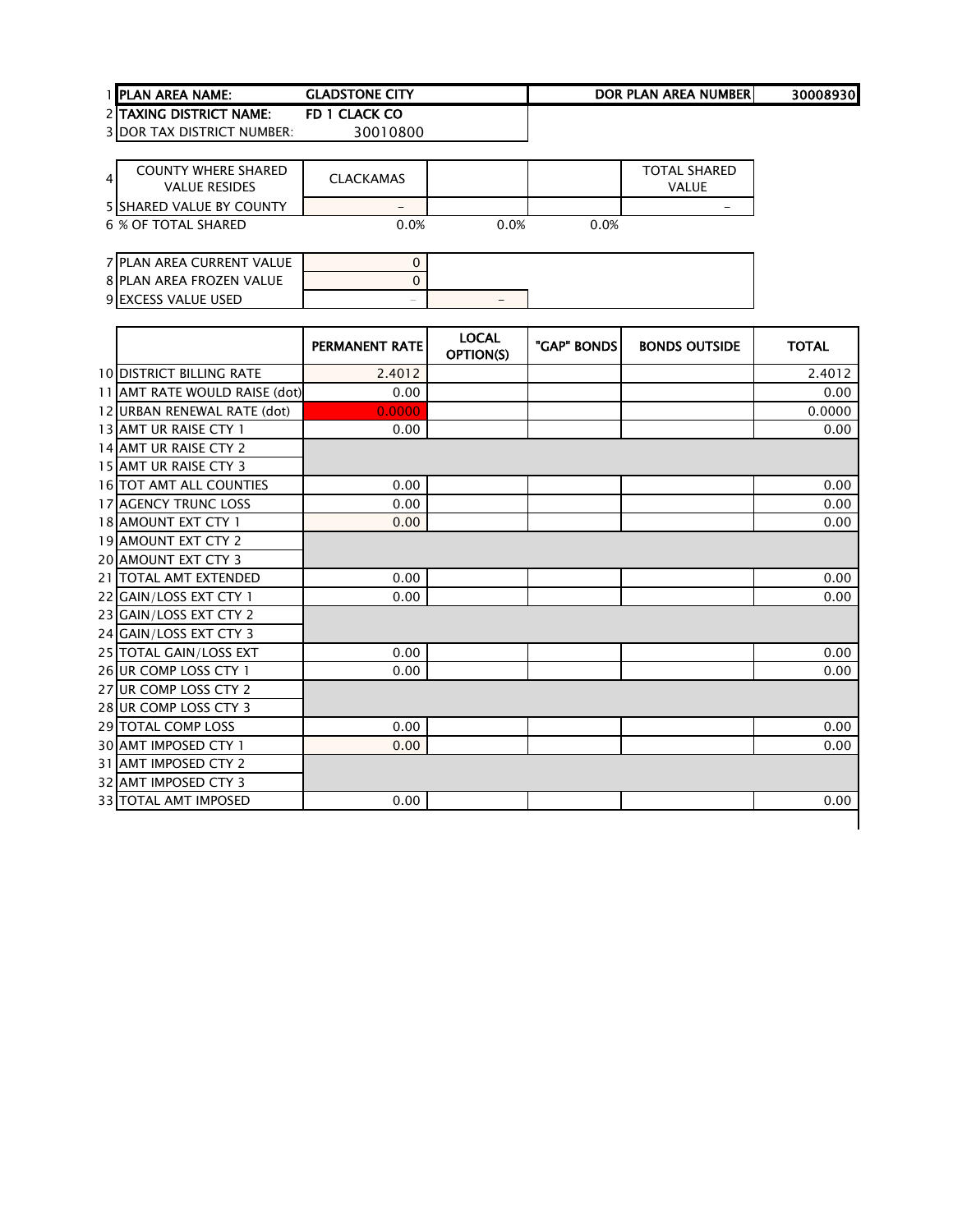| | | | |
|---|---|---|---|
| 1 | PLAN AREA NAME: | GLADSTONE CITY | DOR PLAN AREA NUMBER 30008930 |
| 2 | TAXING DISTRICT NAME: | FD 1 CLACK CO | |
| 3 | DOR TAX DISTRICT NUMBER: | 30010800 | |

| | | | | | |
|---|---|---|---|---|---|
| 4 | COUNTY WHERE SHARED VALUE RESIDES | CLACKAMAS | | | TOTAL SHARED VALUE |
| 5 | SHARED VALUE BY COUNTY | - | | | - |
| 6 | % OF TOTAL SHARED | 0.0% | 0.0% | 0.0% | |

| | | | |
|---|---|---|---|
| 7 | PLAN AREA CURRENT VALUE | 0 | |
| 8 | PLAN AREA FROZEN VALUE | 0 | |
| 9 | EXCESS VALUE USED | - | - |

| | | PERMANENT RATE | LOCAL OPTION(S) | "GAP" BONDS | BONDS OUTSIDE | TOTAL |
|---|---|---|---|---|---|---|
| 10 | DISTRICT BILLING RATE | 2.4012 | | | | 2.4012 |
| 11 | AMT RATE WOULD RAISE (dot) | 0.00 | | | | 0.00 |
| 12 | URBAN RENEWAL RATE (dot) | 0.0000 | | | | 0.0000 |
| 13 | AMT UR RAISE CTY 1 | 0.00 | | | | 0.00 |
| 14 | AMT UR RAISE CTY 2 | | | | | |
| 15 | AMT UR RAISE CTY 3 | | | | | |
| 16 | TOT AMT ALL COUNTIES | 0.00 | | | | 0.00 |
| 17 | AGENCY TRUNC LOSS | 0.00 | | | | 0.00 |
| 18 | AMOUNT EXT CTY 1 | 0.00 | | | | 0.00 |
| 19 | AMOUNT EXT CTY 2 | | | | | |
| 20 | AMOUNT EXT CTY 3 | | | | | |
| 21 | TOTAL AMT EXTENDED | 0.00 | | | | 0.00 |
| 22 | GAIN/LOSS EXT CTY 1 | 0.00 | | | | 0.00 |
| 23 | GAIN/LOSS EXT CTY 2 | | | | | |
| 24 | GAIN/LOSS EXT CTY 3 | | | | | |
| 25 | TOTAL GAIN/LOSS EXT | 0.00 | | | | 0.00 |
| 26 | UR COMP LOSS CTY 1 | 0.00 | | | | 0.00 |
| 27 | UR COMP LOSS CTY 2 | | | | | |
| 28 | UR COMP LOSS CTY 3 | | | | | |
| 29 | TOTAL COMP LOSS | 0.00 | | | | 0.00 |
| 30 | AMT IMPOSED CTY 1 | 0.00 | | | | 0.00 |
| 31 | AMT IMPOSED CTY 2 | | | | | |
| 32 | AMT IMPOSED CTY 3 | | | | | |
| 33 | TOTAL AMT IMPOSED | 0.00 | | | | 0.00 |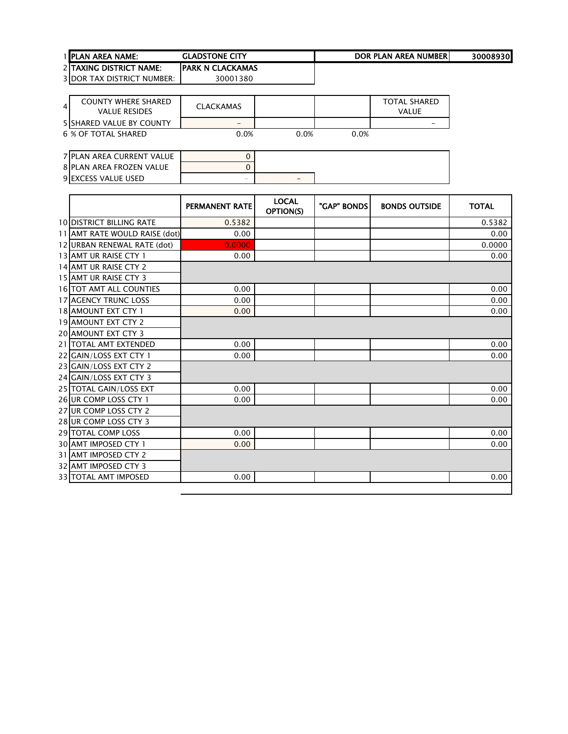| 1 | PLAN AREA NAME: | GLADSTONE CITY | | DOR PLAN AREA NUMBER | 30008930 |
|---|---|---|---|---|---|
| 2 | TAXING DISTRICT NAME: | PARK N CLACKAMAS | | | |
| 3 | DOR TAX DISTRICT NUMBER: | 30001380 | | | |

| 4 | COUNTY WHERE SHARED VALUE RESIDES | CLACKAMAS | | | TOTAL SHARED VALUE |
|---|---|---|---|---|---|
| 5 | SHARED VALUE BY COUNTY | - | | | - |
| 6 | % OF TOTAL SHARED | 0.0% | 0.0% | 0.0% | |

| 7 | PLAN AREA CURRENT VALUE | 0 | |
|---|---|---|---|
| 8 | PLAN AREA FROZEN VALUE | 0 | |
| 9 | EXCESS VALUE USED | - | - |

| | | PERMANENT RATE | LOCAL OPTION(S) | "GAP" BONDS | BONDS OUTSIDE | TOTAL |
|---|---|---|---|---|---|---|
| 10 | DISTRICT BILLING RATE | 0.5382 | | | | 0.5382 |
| 11 | AMT RATE WOULD RAISE (dot) | 0.00 | | | | 0.00 |
| 12 | URBAN RENEWAL RATE (dot) | 0.0000 | | | | 0.0000 |
| 13 | AMT UR RAISE CTY 1 | 0.00 | | | | 0.00 |
| 14 | AMT UR RAISE CTY 2 | | | | | |
| 15 | AMT UR RAISE CTY 3 | | | | | |
| 16 | TOT AMT ALL COUNTIES | 0.00 | | | | 0.00 |
| 17 | AGENCY TRUNC LOSS | 0.00 | | | | 0.00 |
| 18 | AMOUNT EXT CTY 1 | 0.00 | | | | 0.00 |
| 19 | AMOUNT EXT CTY 2 | | | | | |
| 20 | AMOUNT EXT CTY 3 | | | | | |
| 21 | TOTAL AMT EXTENDED | 0.00 | | | | 0.00 |
| 22 | GAIN/LOSS EXT CTY 1 | 0.00 | | | | 0.00 |
| 23 | GAIN/LOSS EXT CTY 2 | | | | | |
| 24 | GAIN/LOSS EXT CTY 3 | | | | | |
| 25 | TOTAL GAIN/LOSS EXT | 0.00 | | | | 0.00 |
| 26 | UR COMP LOSS CTY 1 | 0.00 | | | | 0.00 |
| 27 | UR COMP LOSS CTY 2 | | | | | |
| 28 | UR COMP LOSS CTY 3 | | | | | |
| 29 | TOTAL COMP LOSS | 0.00 | | | | 0.00 |
| 30 | AMT IMPOSED CTY 1 | 0.00 | | | | 0.00 |
| 31 | AMT IMPOSED CTY 2 | | | | | |
| 32 | AMT IMPOSED CTY 3 | | | | | |
| 33 | TOTAL AMT IMPOSED | 0.00 | | | | 0.00 |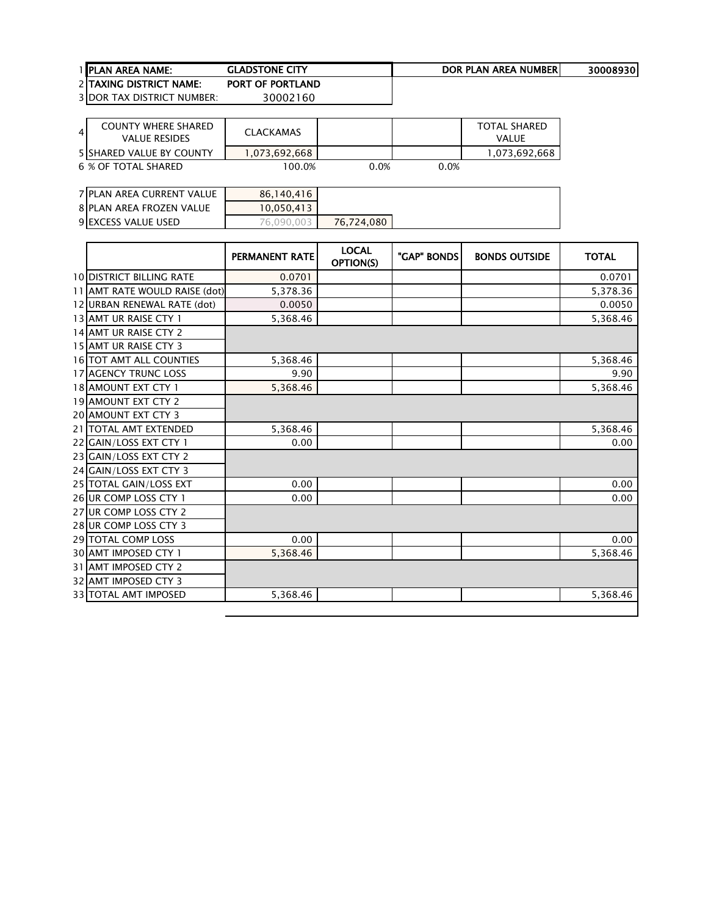| | | | | | |
|---|---|---|---|---|---|
| 1 | PLAN AREA NAME: | GLADSTONE CITY | | DOR PLAN AREA NUMBER | 30008930 |
| 2 | TAXING DISTRICT NAME: | PORT OF PORTLAND | | | |
| 3 | DOR TAX DISTRICT NUMBER: | 30002160 | | | |

| | | | | | |
|---|---|---|---|---|---|
| 4 | COUNTY WHERE SHARED VALUE RESIDES | CLACKAMAS | | | TOTAL SHARED VALUE |
| 5 | SHARED VALUE BY COUNTY | 1,073,692,668 | | | 1,073,692,668 |
| 6 | % OF TOTAL SHARED | 100.0% | 0.0% | 0.0% | |

| | | | |
|---|---|---|---|
| 7 | PLAN AREA CURRENT VALUE | 86,140,416 | |
| 8 | PLAN AREA FROZEN VALUE | 10,050,413 | |
| 9 | EXCESS VALUE USED | 76,090,003 | 76,724,080 |

| | | PERMANENT RATE | LOCAL OPTION(S) | "GAP" BONDS | BONDS OUTSIDE | TOTAL |
|---|---|---|---|---|---|---|
| 10 | DISTRICT BILLING RATE | 0.0701 | | | | 0.0701 |
| 11 | AMT RATE WOULD RAISE (dot) | 5,378.36 | | | | 5,378.36 |
| 12 | URBAN RENEWAL RATE (dot) | 0.0050 | | | | 0.0050 |
| 13 | AMT UR RAISE CTY 1 | 5,368.46 | | | | 5,368.46 |
| 14 | AMT UR RAISE CTY 2 | | | | | |
| 15 | AMT UR RAISE CTY 3 | | | | | |
| 16 | TOT AMT ALL COUNTIES | 5,368.46 | | | | 5,368.46 |
| 17 | AGENCY TRUNC LOSS | 9.90 | | | | 9.90 |
| 18 | AMOUNT EXT CTY 1 | 5,368.46 | | | | 5,368.46 |
| 19 | AMOUNT EXT CTY 2 | | | | | |
| 20 | AMOUNT EXT CTY 3 | | | | | |
| 21 | TOTAL AMT EXTENDED | 5,368.46 | | | | 5,368.46 |
| 22 | GAIN/LOSS EXT CTY 1 | 0.00 | | | | 0.00 |
| 23 | GAIN/LOSS EXT CTY 2 | | | | | |
| 24 | GAIN/LOSS EXT CTY 3 | | | | | |
| 25 | TOTAL GAIN/LOSS EXT | 0.00 | | | | 0.00 |
| 26 | UR COMP LOSS CTY 1 | 0.00 | | | | 0.00 |
| 27 | UR COMP LOSS CTY 2 | | | | | |
| 28 | UR COMP LOSS CTY 3 | | | | | |
| 29 | TOTAL COMP LOSS | 0.00 | | | | 0.00 |
| 30 | AMT IMPOSED CTY 1 | 5,368.46 | | | | 5,368.46 |
| 31 | AMT IMPOSED CTY 2 | | | | | |
| 32 | AMT IMPOSED CTY 3 | | | | | |
| 33 | TOTAL AMT IMPOSED | 5,368.46 | | | | 5,368.46 |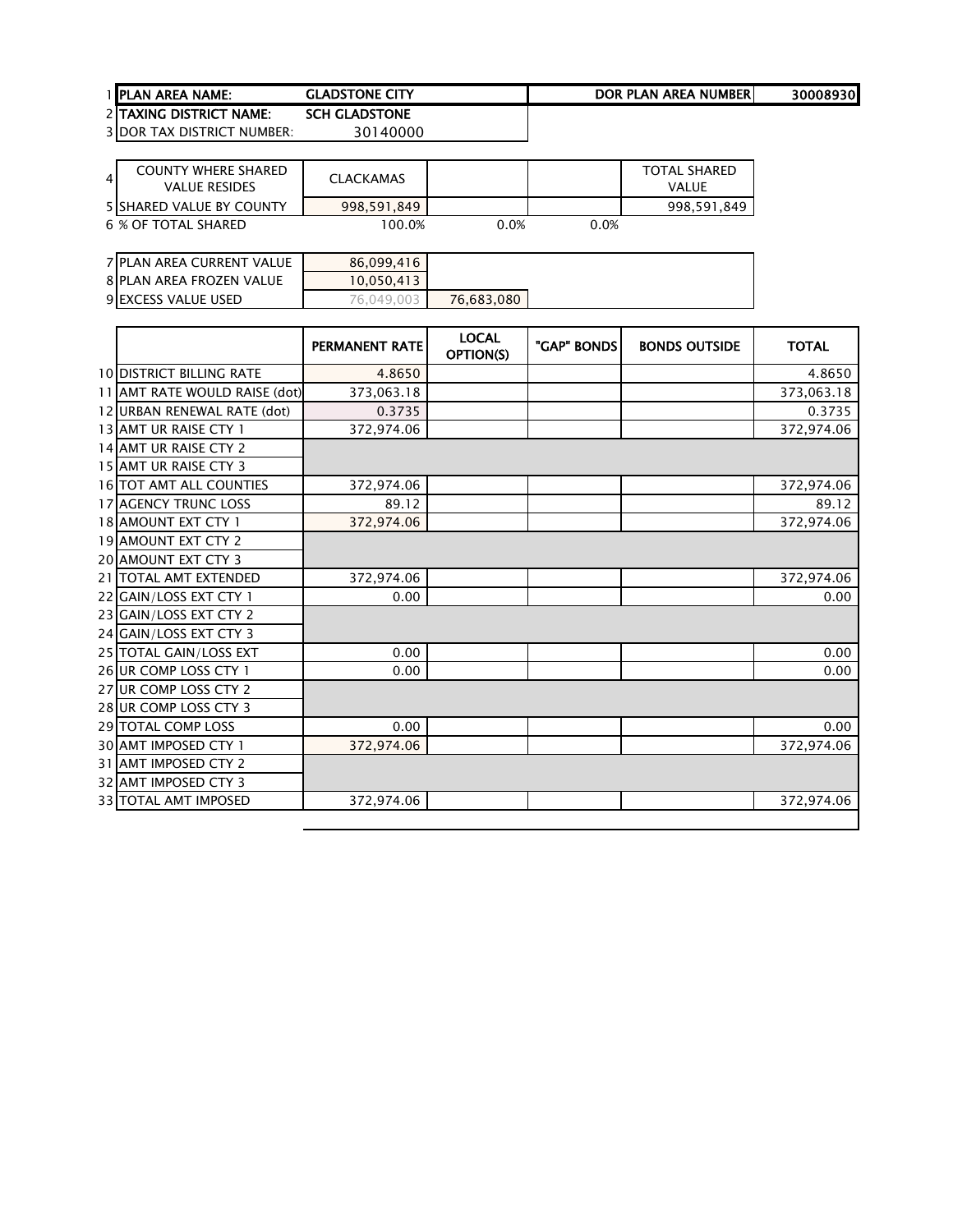| | | | | | | |
|---|---|---|---|---|---|---|
| 1 | **PLAN AREA NAME:** | **GLADSTONE CITY** | | | **DOR PLAN AREA NUMBER** | **30008930** |
| 2 | **TAXING DISTRICT NAME:** | **SCH GLADSTONE** | | | | |
| 3 | DOR TAX DISTRICT NUMBER: | 30140000 | | | | |

| | | | | | |
|---|---|---|---|---|---|
| 4 | COUNTY WHERE SHARED VALUE RESIDES | CLACKAMAS | | | TOTAL SHARED VALUE |
| 5 | SHARED VALUE BY COUNTY | 998,591,849 | | | 998,591,849 |
| 6 | % OF TOTAL SHARED | 100.0% | 0.0% | 0.0% | |

| | | | |
|---|---|---|---|
| 7 | PLAN AREA CURRENT VALUE | 86,099,416 | |
| 8 | PLAN AREA FROZEN VALUE | 10,050,413 | |
| 9 | EXCESS VALUE USED | 76,049,003 | 76,683,080 |

| | | PERMANENT RATE | LOCAL OPTION(S) | "GAP" BONDS | BONDS OUTSIDE | TOTAL |
|---|---|---|---|---|---|---|
| 10 | DISTRICT BILLING RATE | 4.8650 | | | | 4.8650 |
| 11 | AMT RATE WOULD RAISE (dot) | 373,063.18 | | | | 373,063.18 |
| 12 | URBAN RENEWAL RATE (dot) | 0.3735 | | | | 0.3735 |
| 13 | AMT UR RAISE CTY 1 | 372,974.06 | | | | 372,974.06 |
| 14 | AMT UR RAISE CTY 2 | | | | | |
| 15 | AMT UR RAISE CTY 3 | | | | | |
| 16 | TOT AMT ALL COUNTIES | 372,974.06 | | | | 372,974.06 |
| 17 | AGENCY TRUNC LOSS | 89.12 | | | | 89.12 |
| 18 | AMOUNT EXT CTY 1 | 372,974.06 | | | | 372,974.06 |
| 19 | AMOUNT EXT CTY 2 | | | | | |
| 20 | AMOUNT EXT CTY 3 | | | | | |
| 21 | TOTAL AMT EXTENDED | 372,974.06 | | | | 372,974.06 |
| 22 | GAIN/LOSS EXT CTY 1 | 0.00 | | | | 0.00 |
| 23 | GAIN/LOSS EXT CTY 2 | | | | | |
| 24 | GAIN/LOSS EXT CTY 3 | | | | | |
| 25 | TOTAL GAIN/LOSS EXT | 0.00 | | | | 0.00 |
| 26 | UR COMP LOSS CTY 1 | 0.00 | | | | 0.00 |
| 27 | UR COMP LOSS CTY 2 | | | | | |
| 28 | UR COMP LOSS CTY 3 | | | | | |
| 29 | TOTAL COMP LOSS | 0.00 | | | | 0.00 |
| 30 | AMT IMPOSED CTY 1 | 372,974.06 | | | | 372,974.06 |
| 31 | AMT IMPOSED CTY 2 | | | | | |
| 32 | AMT IMPOSED CTY 3 | | | | | |
| 33 | TOTAL AMT IMPOSED | 372,974.06 | | | | 372,974.06 |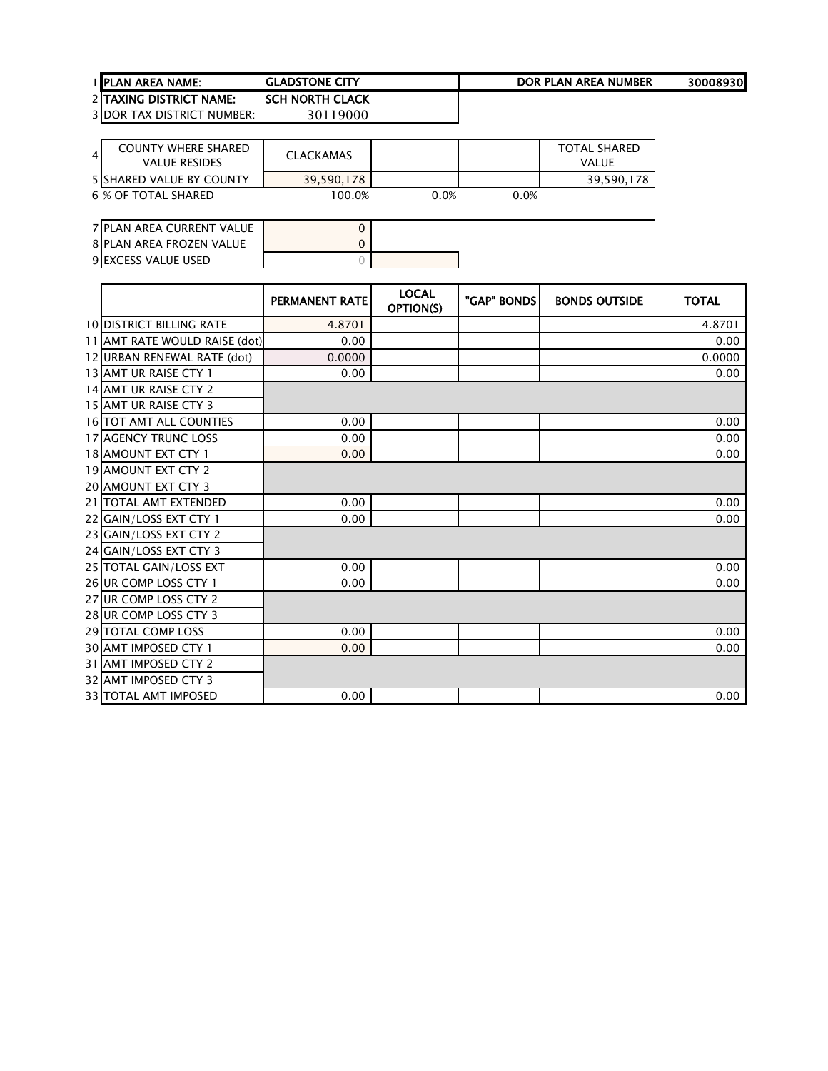| | | | | | |
|---|---|---|---|---|---|
| 1 | **PLAN AREA NAME:** | **GLADSTONE CITY** | | **DOR PLAN AREA NUMBER** | **30008930** |
| 2 | **TAXING DISTRICT NAME:** | **SCH NORTH CLACK** | | | |
| 3 | DOR TAX DISTRICT NUMBER: | 30119000 | | | |

| | | | | | |
|---|---|---|---|---|---|
| 4 | COUNTY WHERE SHARED VALUE RESIDES | CLACKAMAS | | | TOTAL SHARED VALUE |
| 5 | SHARED VALUE BY COUNTY | 39,590,178 | | | 39,590,178 |
| 6 | % OF TOTAL SHARED | 100.0% | 0.0% | 0.0% | |

| | | | |
|---|---|---|---|
| 7 | PLAN AREA CURRENT VALUE | 0 | |
| 8 | PLAN AREA FROZEN VALUE | 0 | |
| 9 | EXCESS VALUE USED | 0 | - |

| | | PERMANENT RATE | LOCAL OPTION(S) | "GAP" BONDS | BONDS OUTSIDE | TOTAL |
|---|---|---|---|---|---|---|
| 10 | DISTRICT BILLING RATE | 4.8701 | | | | 4.8701 |
| 11 | AMT RATE WOULD RAISE (dot) | 0.00 | | | | 0.00 |
| 12 | URBAN RENEWAL RATE (dot) | 0.0000 | | | | 0.0000 |
| 13 | AMT UR RAISE CTY 1 | 0.00 | | | | 0.00 |
| 14 | AMT UR RAISE CTY 2 | | | | | |
| 15 | AMT UR RAISE CTY 3 | | | | | |
| 16 | TOT AMT ALL COUNTIES | 0.00 | | | | 0.00 |
| 17 | AGENCY TRUNC LOSS | 0.00 | | | | 0.00 |
| 18 | AMOUNT EXT CTY 1 | 0.00 | | | | 0.00 |
| 19 | AMOUNT EXT CTY 2 | | | | | |
| 20 | AMOUNT EXT CTY 3 | | | | | |
| 21 | TOTAL AMT EXTENDED | 0.00 | | | | 0.00 |
| 22 | GAIN/LOSS EXT CTY 1 | 0.00 | | | | 0.00 |
| 23 | GAIN/LOSS EXT CTY 2 | | | | | |
| 24 | GAIN/LOSS EXT CTY 3 | | | | | |
| 25 | TOTAL GAIN/LOSS EXT | 0.00 | | | | 0.00 |
| 26 | UR COMP LOSS CTY 1 | 0.00 | | | | 0.00 |
| 27 | UR COMP LOSS CTY 2 | | | | | |
| 28 | UR COMP LOSS CTY 3 | | | | | |
| 29 | TOTAL COMP LOSS | 0.00 | | | | 0.00 |
| 30 | AMT IMPOSED CTY 1 | 0.00 | | | | 0.00 |
| 31 | AMT IMPOSED CTY 2 | | | | | |
| 32 | AMT IMPOSED CTY 3 | | | | | |
| 33 | TOTAL AMT IMPOSED | 0.00 | | | | 0.00 |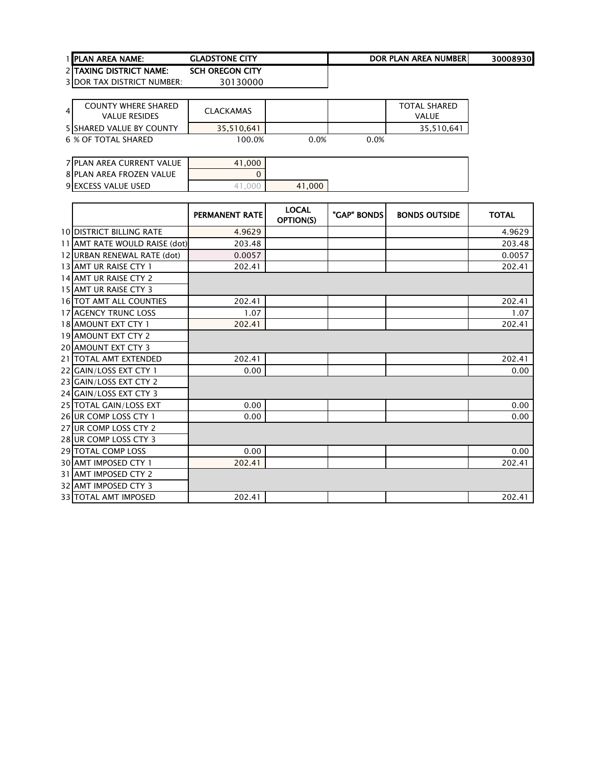| | | | | | |
|---|---|---|---|---|---|
| 1 | **PLAN AREA NAME:** | **GLADSTONE CITY** | | **DOR PLAN AREA NUMBER** | **30008930** |
| 2 | **TAXING DISTRICT NAME:** | **SCH OREGON CITY** | | | |
| 3 | DOR TAX DISTRICT NUMBER: | 30130000 | | | |

| | | | | | |
|---|---|---|---|---|---|
| 4 | COUNTY WHERE SHARED VALUE RESIDES | CLACKAMAS | | | TOTAL SHARED VALUE |
| 5 | SHARED VALUE BY COUNTY | 35,510,641 | | | 35,510,641 |
| 6 | % OF TOTAL SHARED | 100.0% | 0.0% | 0.0% | |

| | | | |
|---|---|---|---|
| 7 | PLAN AREA CURRENT VALUE | 41,000 | |
| 8 | PLAN AREA FROZEN VALUE | 0 | |
| 9 | EXCESS VALUE USED | 41,000 | 41,000 |

| | | PERMANENT RATE | LOCAL OPTION(S) | "GAP" BONDS | BONDS OUTSIDE | TOTAL |
|---|---|---|---|---|---|---|
| 10 | DISTRICT BILLING RATE | 4.9629 | | | | 4.9629 |
| 11 | AMT RATE WOULD RAISE (dot) | 203.48 | | | | 203.48 |
| 12 | URBAN RENEWAL RATE (dot) | 0.0057 | | | | 0.0057 |
| 13 | AMT UR RAISE CTY 1 | 202.41 | | | | 202.41 |
| 14 | AMT UR RAISE CTY 2 | | | | | |
| 15 | AMT UR RAISE CTY 3 | | | | | |
| 16 | TOT AMT ALL COUNTIES | 202.41 | | | | 202.41 |
| 17 | AGENCY TRUNC LOSS | 1.07 | | | | 1.07 |
| 18 | AMOUNT EXT CTY 1 | 202.41 | | | | 202.41 |
| 19 | AMOUNT EXT CTY 2 | | | | | |
| 20 | AMOUNT EXT CTY 3 | | | | | |
| 21 | TOTAL AMT EXTENDED | 202.41 | | | | 202.41 |
| 22 | GAIN/LOSS EXT CTY 1 | 0.00 | | | | 0.00 |
| 23 | GAIN/LOSS EXT CTY 2 | | | | | |
| 24 | GAIN/LOSS EXT CTY 3 | | | | | |
| 25 | TOTAL GAIN/LOSS EXT | 0.00 | | | | 0.00 |
| 26 | UR COMP LOSS CTY 1 | 0.00 | | | | 0.00 |
| 27 | UR COMP LOSS CTY 2 | | | | | |
| 28 | UR COMP LOSS CTY 3 | | | | | |
| 29 | TOTAL COMP LOSS | 0.00 | | | | 0.00 |
| 30 | AMT IMPOSED CTY 1 | 202.41 | | | | 202.41 |
| 31 | AMT IMPOSED CTY 2 | | | | | |
| 32 | AMT IMPOSED CTY 3 | | | | | |
| 33 | TOTAL AMT IMPOSED | 202.41 | | | | 202.41 |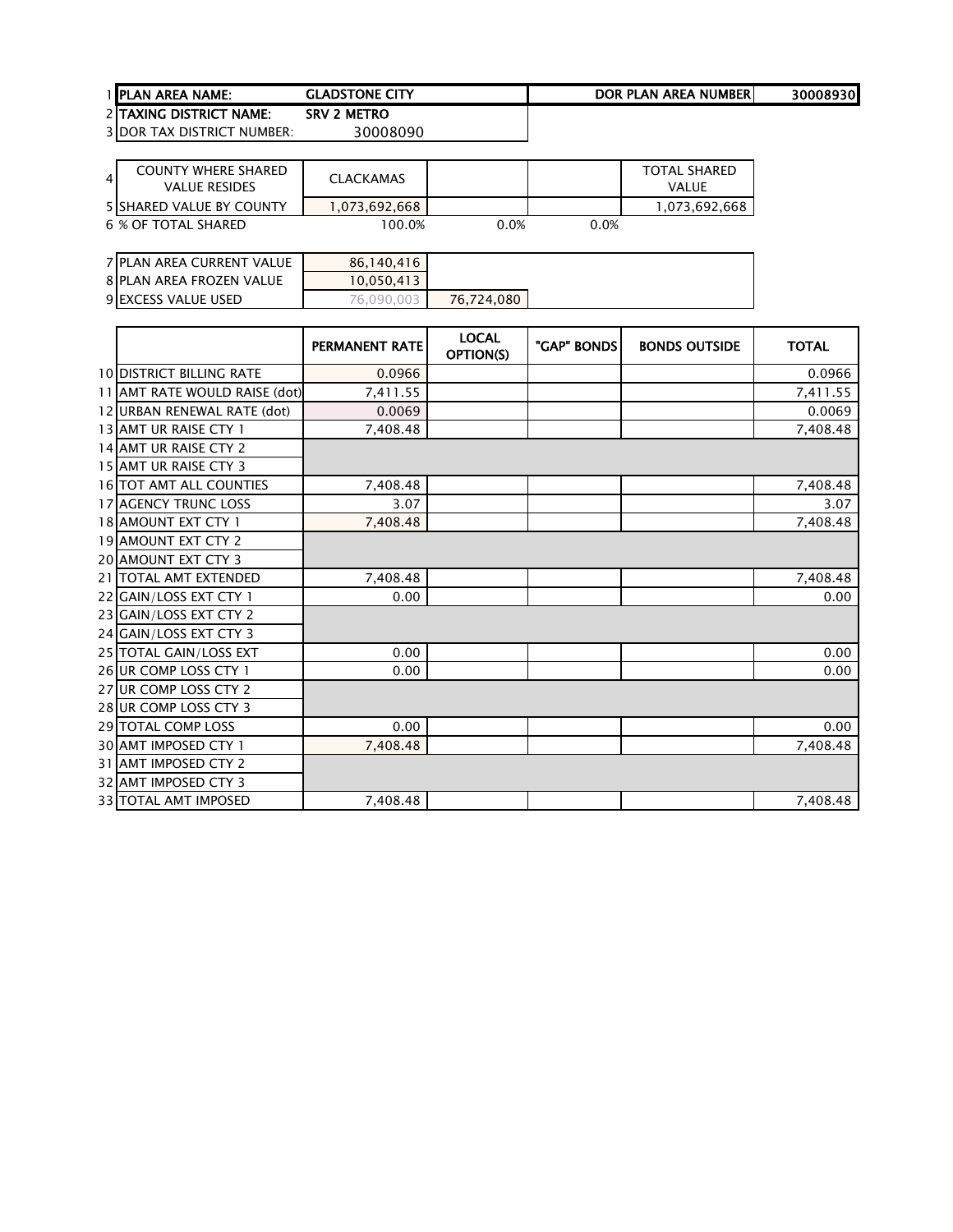| | | | | | |
|---|---|---|---|---|---|
| 1 | PLAN AREA NAME: | GLADSTONE CITY | | DOR PLAN AREA NUMBER | 30008930 |
| 2 | TAXING DISTRICT NAME: | SRV 2 METRO | | | |
| 3 | DOR TAX DISTRICT NUMBER: | 30008090 | | | |

| | | | | | |
|---|---|---|---|---|---|
| 4 | COUNTY WHERE SHARED VALUE RESIDES | CLACKAMAS | | | TOTAL SHARED VALUE |
| 5 | SHARED VALUE BY COUNTY | 1,073,692,668 | | | 1,073,692,668 |
| 6 | % OF TOTAL SHARED | 100.0% | 0.0% | 0.0% | |

| | | | |
|---|---|---|---|
| 7 | PLAN AREA CURRENT VALUE | 86,140,416 | |
| 8 | PLAN AREA FROZEN VALUE | 10,050,413 | |
| 9 | EXCESS VALUE USED | 76,090,003 | 76,724,080 |

| | | PERMANENT RATE | LOCAL OPTION(S) | "GAP" BONDS | BONDS OUTSIDE | TOTAL |
|---|---|---|---|---|---|---|
| 10 | DISTRICT BILLING RATE | 0.0966 | | | | 0.0966 |
| 11 | AMT RATE WOULD RAISE (dot) | 7,411.55 | | | | 7,411.55 |
| 12 | URBAN RENEWAL RATE (dot) | 0.0069 | | | | 0.0069 |
| 13 | AMT UR RAISE CTY 1 | 7,408.48 | | | | 7,408.48 |
| 14 | AMT UR RAISE CTY 2 | | | | | |
| 15 | AMT UR RAISE CTY 3 | | | | | |
| 16 | TOT AMT ALL COUNTIES | 7,408.48 | | | | 7,408.48 |
| 17 | AGENCY TRUNC LOSS | 3.07 | | | | 3.07 |
| 18 | AMOUNT EXT CTY 1 | 7,408.48 | | | | 7,408.48 |
| 19 | AMOUNT EXT CTY 2 | | | | | |
| 20 | AMOUNT EXT CTY 3 | | | | | |
| 21 | TOTAL AMT EXTENDED | 7,408.48 | | | | 7,408.48 |
| 22 | GAIN/LOSS EXT CTY 1 | 0.00 | | | | 0.00 |
| 23 | GAIN/LOSS EXT CTY 2 | | | | | |
| 24 | GAIN/LOSS EXT CTY 3 | | | | | |
| 25 | TOTAL GAIN/LOSS EXT | 0.00 | | | | 0.00 |
| 26 | UR COMP LOSS CTY 1 | 0.00 | | | | 0.00 |
| 27 | UR COMP LOSS CTY 2 | | | | | |
| 28 | UR COMP LOSS CTY 3 | | | | | |
| 29 | TOTAL COMP LOSS | 0.00 | | | | 0.00 |
| 30 | AMT IMPOSED CTY 1 | 7,408.48 | | | | 7,408.48 |
| 31 | AMT IMPOSED CTY 2 | | | | | |
| 32 | AMT IMPOSED CTY 3 | | | | | |
| 33 | TOTAL AMT IMPOSED | 7,408.48 | | | | 7,408.48 |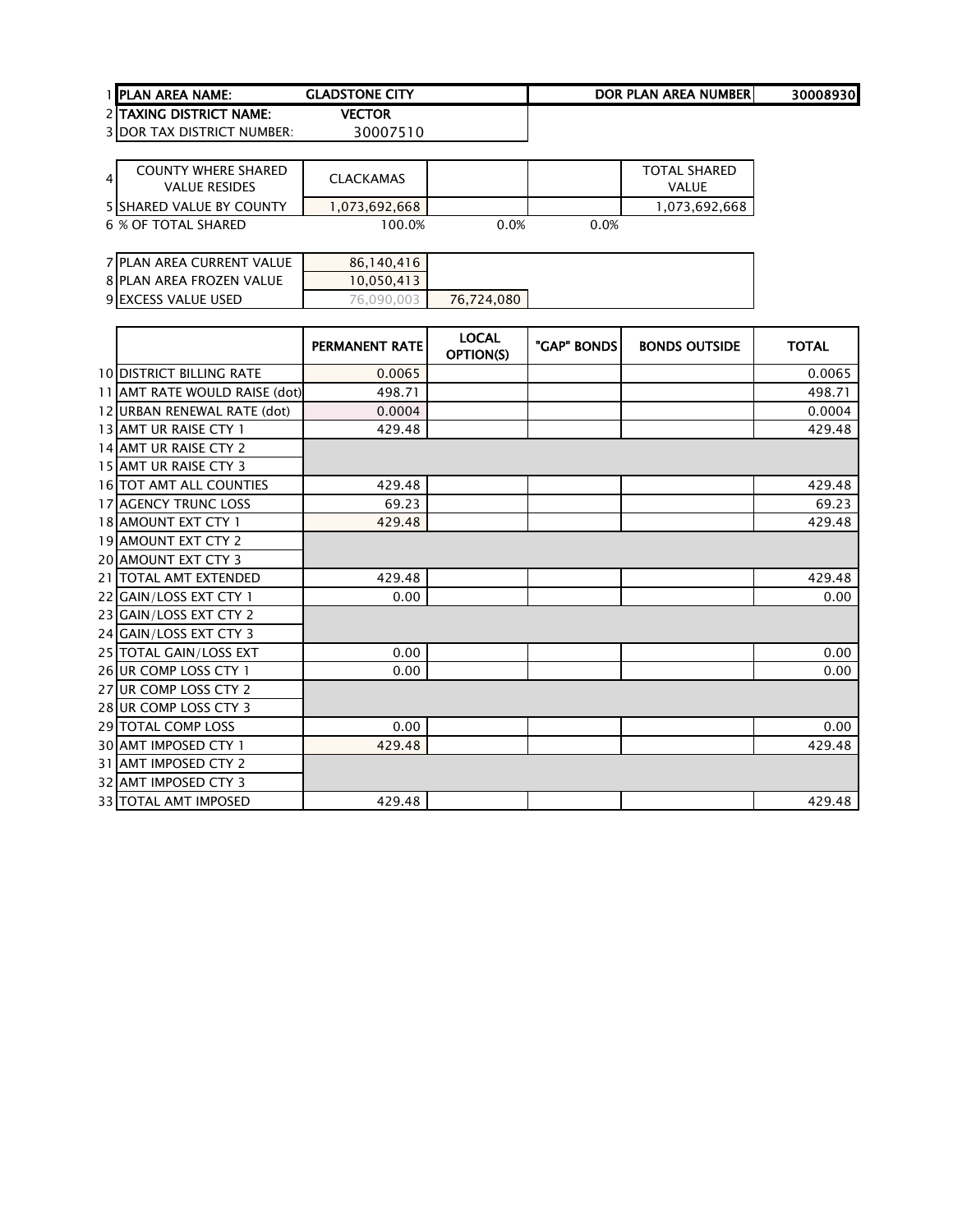| | | | | | |
|---|---|---|---|---|---|
| 1 | PLAN AREA NAME: | GLADSTONE CITY | | DOR PLAN AREA NUMBER | 30008930 |
| 2 | TAXING DISTRICT NAME: | VECTOR | | | |
| 3 | DOR TAX DISTRICT NUMBER: | 30007510 | | | |

| | | | | | |
|---|---|---|---|---|---|
| 4 | COUNTY WHERE SHARED VALUE RESIDES | CLACKAMAS | | | TOTAL SHARED VALUE |
| 5 | SHARED VALUE BY COUNTY | 1,073,692,668 | | | 1,073,692,668 |
| 6 | % OF TOTAL SHARED | 100.0% | 0.0% | 0.0% | |

| | | | |
|---|---|---|---|
| 7 | PLAN AREA CURRENT VALUE | 86,140,416 | |
| 8 | PLAN AREA FROZEN VALUE | 10,050,413 | |
| 9 | EXCESS VALUE USED | 76,090,003 | 76,724,080 |

| | | PERMANENT RATE | LOCAL OPTION(S) | "GAP" BONDS | BONDS OUTSIDE | TOTAL |
|---|---|---|---|---|---|---|
| 10 | DISTRICT BILLING RATE | 0.0065 | | | | 0.0065 |
| 11 | AMT RATE WOULD RAISE (dot) | 498.71 | | | | 498.71 |
| 12 | URBAN RENEWAL RATE (dot) | 0.0004 | | | | 0.0004 |
| 13 | AMT UR RAISE CTY 1 | 429.48 | | | | 429.48 |
| 14 | AMT UR RAISE CTY 2 | | | | | |
| 15 | AMT UR RAISE CTY 3 | | | | | |
| 16 | TOT AMT ALL COUNTIES | 429.48 | | | | 429.48 |
| 17 | AGENCY TRUNC LOSS | 69.23 | | | | 69.23 |
| 18 | AMOUNT EXT CTY 1 | 429.48 | | | | 429.48 |
| 19 | AMOUNT EXT CTY 2 | | | | | |
| 20 | AMOUNT EXT CTY 3 | | | | | |
| 21 | TOTAL AMT EXTENDED | 429.48 | | | | 429.48 |
| 22 | GAIN/LOSS EXT CTY 1 | 0.00 | | | | 0.00 |
| 23 | GAIN/LOSS EXT CTY 2 | | | | | |
| 24 | GAIN/LOSS EXT CTY 3 | | | | | |
| 25 | TOTAL GAIN/LOSS EXT | 0.00 | | | | 0.00 |
| 26 | UR COMP LOSS CTY 1 | 0.00 | | | | 0.00 |
| 27 | UR COMP LOSS CTY 2 | | | | | |
| 28 | UR COMP LOSS CTY 3 | | | | | |
| 29 | TOTAL COMP LOSS | 0.00 | | | | 0.00 |
| 30 | AMT IMPOSED CTY 1 | 429.48 | | | | 429.48 |
| 31 | AMT IMPOSED CTY 2 | | | | | |
| 32 | AMT IMPOSED CTY 3 | | | | | |
| 33 | TOTAL AMT IMPOSED | 429.48 | | | | 429.48 |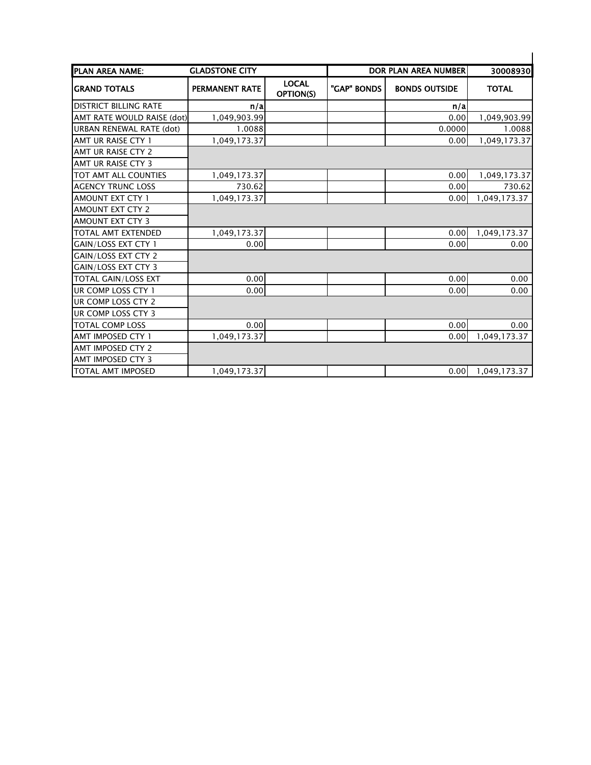| PLAN AREA NAME: | GLADSTONE CITY | | DOR PLAN AREA NUMBER | | 30008930 |
|---|---|---|---|---|---|
| GRAND TOTALS | PERMANENT RATE | LOCAL OPTION(S) | "GAP" BONDS | BONDS OUTSIDE | TOTAL |
| DISTRICT BILLING RATE | n/a | | | n/a | |
| AMT RATE WOULD RAISE (dot) | 1,049,903.99 | | | 0.00 | 1,049,903.99 |
| URBAN RENEWAL RATE (dot) | 1.0088 | | | 0.0000 | 1.0088 |
| AMT UR RAISE CTY 1 | 1,049,173.37 | | | 0.00 | 1,049,173.37 |
| AMT UR RAISE CTY 2 | | | | | |
| AMT UR RAISE CTY 3 | | | | | |
| TOT AMT ALL COUNTIES | 1,049,173.37 | | | 0.00 | 1,049,173.37 |
| AGENCY TRUNC LOSS | 730.62 | | | 0.00 | 730.62 |
| AMOUNT EXT CTY 1 | 1,049,173.37 | | | 0.00 | 1,049,173.37 |
| AMOUNT EXT CTY 2 | | | | | |
| AMOUNT EXT CTY 3 | | | | | |
| TOTAL AMT EXTENDED | 1,049,173.37 | | | 0.00 | 1,049,173.37 |
| GAIN/LOSS EXT CTY 1 | 0.00 | | | 0.00 | 0.00 |
| GAIN/LOSS EXT CTY 2 | | | | | |
| GAIN/LOSS EXT CTY 3 | | | | | |
| TOTAL GAIN/LOSS EXT | 0.00 | | | 0.00 | 0.00 |
| UR COMP LOSS CTY 1 | 0.00 | | | 0.00 | 0.00 |
| UR COMP LOSS CTY 2 | | | | | |
| UR COMP LOSS CTY 3 | | | | | |
| TOTAL COMP LOSS | 0.00 | | | 0.00 | 0.00 |
| AMT IMPOSED CTY 1 | 1,049,173.37 | | | 0.00 | 1,049,173.37 |
| AMT IMPOSED CTY 2 | | | | | |
| AMT IMPOSED CTY 3 | | | | | |
| TOTAL AMT IMPOSED | 1,049,173.37 | | | 0.00 | 1,049,173.37 |